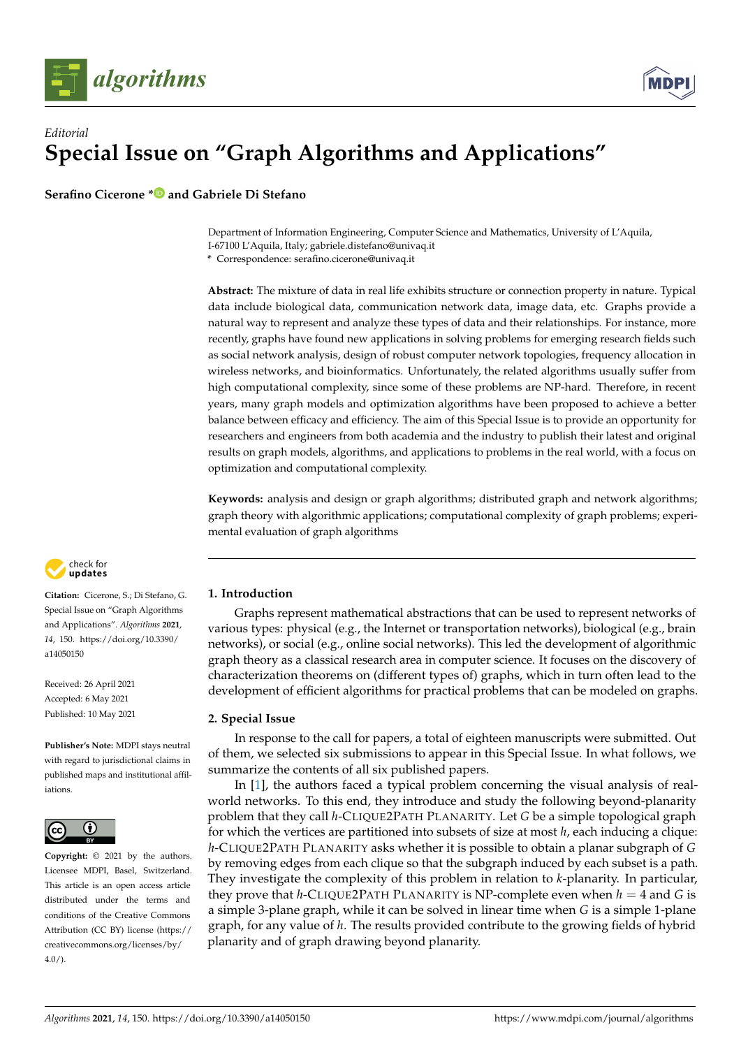*Editorial*

# Special Issue on "Graph Algorithms and Applications"

**Serafino Cicerone * and Gabriele Di Stefano**

Department of Information Engineering, Computer Science and Mathematics, University of L'Aquila, I-67100 L'Aquila, Italy; gabriele.distefano@univaq.it

* Correspondence: serafino.cicerone@univaq.it

**Abstract:** The mixture of data in real life exhibits structure or connection property in nature. Typical data include biological data, communication network data, image data, etc. Graphs provide a natural way to represent and analyze these types of data and their relationships. For instance, more recently, graphs have found new applications in solving problems for emerging research fields such as social network analysis, design of robust computer network topologies, frequency allocation in wireless networks, and bioinformatics. Unfortunately, the related algorithms usually suffer from high computational complexity, since some of these problems are NP-hard. Therefore, in recent years, many graph models and optimization algorithms have been proposed to achieve a better balance between efficacy and efficiency. The aim of this Special Issue is to provide an opportunity for researchers and engineers from both academia and the industry to publish their latest and original results on graph models, algorithms, and applications to problems in the real world, with a focus on optimization and computational complexity.

**Keywords:** analysis and design or graph algorithms; distributed graph and network algorithms; graph theory with algorithmic applications; computational complexity of graph problems; experimental evaluation of graph algorithms

**Citation:** Cicerone, S.; Di Stefano, G. Special Issue on "Graph Algorithms and Applications". *Algorithms* **2021**, *14*, 150. https://doi.org/10.3390/a14050150

Received: 26 April 2021
Accepted: 6 May 2021
Published: 10 May 2021

**Publisher's Note:** MDPI stays neutral with regard to jurisdictional claims in published maps and institutional affiliations.

**Copyright:** © 2021 by the authors. Licensee MDPI, Basel, Switzerland. This article is an open access article distributed under the terms and conditions of the Creative Commons Attribution (CC BY) license (https://creativecommons.org/licenses/by/4.0/).

## 1. Introduction

Graphs represent mathematical abstractions that can be used to represent networks of various types: physical (e.g., the Internet or transportation networks), biological (e.g., brain networks), or social (e.g., online social networks). This led the development of algorithmic graph theory as a classical research area in computer science. It focuses on the discovery of characterization theorems on (different types of) graphs, which in turn often lead to the development of efficient algorithms for practical problems that can be modeled on graphs.

## 2. Special Issue

In response to the call for papers, a total of eighteen manuscripts were submitted. Out of them, we selected six submissions to appear in this Special Issue. In what follows, we summarize the contents of all six published papers.

In [1], the authors faced a typical problem concerning the visual analysis of real-world networks. To this end, they introduce and study the following beyond-planarity problem that they call $h$-CLIQUE2PATH PLANARITY. Let $G$ be a simple topological graph for which the vertices are partitioned into subsets of size at most $h$, each inducing a clique: $h$-CLIQUE2PATH PLANARITY asks whether it is possible to obtain a planar subgraph of $G$ by removing edges from each clique so that the subgraph induced by each subset is a path. They investigate the complexity of this problem in relation to $k$-planarity. In particular, they prove that $h$-CLIQUE2PATH PLANARITY is NP-complete even when $h = 4$ and $G$ is a simple 3-plane graph, while it can be solved in linear time when $G$ is a simple 1-plane graph, for any value of $h$. The results provided contribute to the growing fields of hybrid planarity and of graph drawing beyond planarity.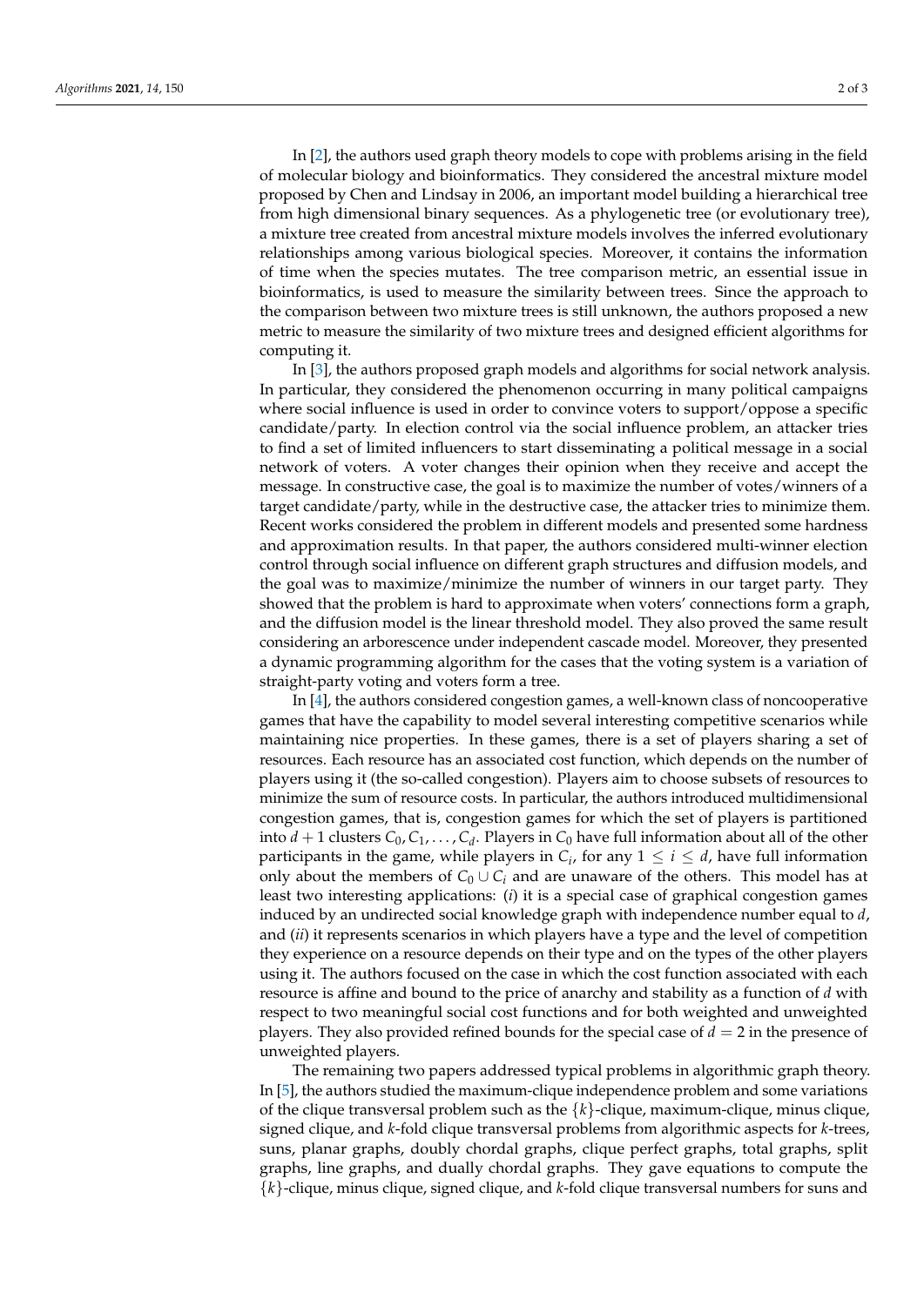In [2], the authors used graph theory models to cope with problems arising in the field of molecular biology and bioinformatics. They considered the ancestral mixture model proposed by Chen and Lindsay in 2006, an important model building a hierarchical tree from high dimensional binary sequences. As a phylogenetic tree (or evolutionary tree), a mixture tree created from ancestral mixture models involves the inferred evolutionary relationships among various biological species. Moreover, it contains the information of time when the species mutates. The tree comparison metric, an essential issue in bioinformatics, is used to measure the similarity between trees. Since the approach to the comparison between two mixture trees is still unknown, the authors proposed a new metric to measure the similarity of two mixture trees and designed efficient algorithms for computing it.

In [3], the authors proposed graph models and algorithms for social network analysis. In particular, they considered the phenomenon occurring in many political campaigns where social influence is used in order to convince voters to support/oppose a specific candidate/party. In election control via the social influence problem, an attacker tries to find a set of limited influencers to start disseminating a political message in a social network of voters. A voter changes their opinion when they receive and accept the message. In constructive case, the goal is to maximize the number of votes/winners of a target candidate/party, while in the destructive case, the attacker tries to minimize them. Recent works considered the problem in different models and presented some hardness and approximation results. In that paper, the authors considered multi-winner election control through social influence on different graph structures and diffusion models, and the goal was to maximize/minimize the number of winners in our target party. They showed that the problem is hard to approximate when voters' connections form a graph, and the diffusion model is the linear threshold model. They also proved the same result considering an arborescence under independent cascade model. Moreover, they presented a dynamic programming algorithm for the cases that the voting system is a variation of straight-party voting and voters form a tree.

In [4], the authors considered congestion games, a well-known class of noncooperative games that have the capability to model several interesting competitive scenarios while maintaining nice properties. In these games, there is a set of players sharing a set of resources. Each resource has an associated cost function, which depends on the number of players using it (the so-called congestion). Players aim to choose subsets of resources to minimize the sum of resource costs. In particular, the authors introduced multidimensional congestion games, that is, congestion games for which the set of players is partitioned into $d+1$ clusters $C_0, C_1, \ldots, C_d$. Players in $C_0$ have full information about all of the other participants in the game, while players in $C_i$, for any $1 \leq i \leq d$, have full information only about the members of $C_0 \cup C_i$ and are unaware of the others. This model has at least two interesting applications: (*i*) it is a special case of graphical congestion games induced by an undirected social knowledge graph with independence number equal to $d$, and (*ii*) it represents scenarios in which players have a type and the level of competition they experience on a resource depends on their type and on the types of the other players using it. The authors focused on the case in which the cost function associated with each resource is affine and bound to the price of anarchy and stability as a function of $d$ with respect to two meaningful social cost functions and for both weighted and unweighted players. They also provided refined bounds for the special case of $d = 2$ in the presence of unweighted players.

The remaining two papers addressed typical problems in algorithmic graph theory. In [5], the authors studied the maximum-clique independence problem and some variations of the clique transversal problem such as the $\{k\}$-clique, maximum-clique, minus clique, signed clique, and $k$-fold clique transversal problems from algorithmic aspects for $k$-trees, suns, planar graphs, doubly chordal graphs, clique perfect graphs, total graphs, split graphs, line graphs, and dually chordal graphs. They gave equations to compute the $\{k\}$-clique, minus clique, signed clique, and $k$-fold clique transversal numbers for suns and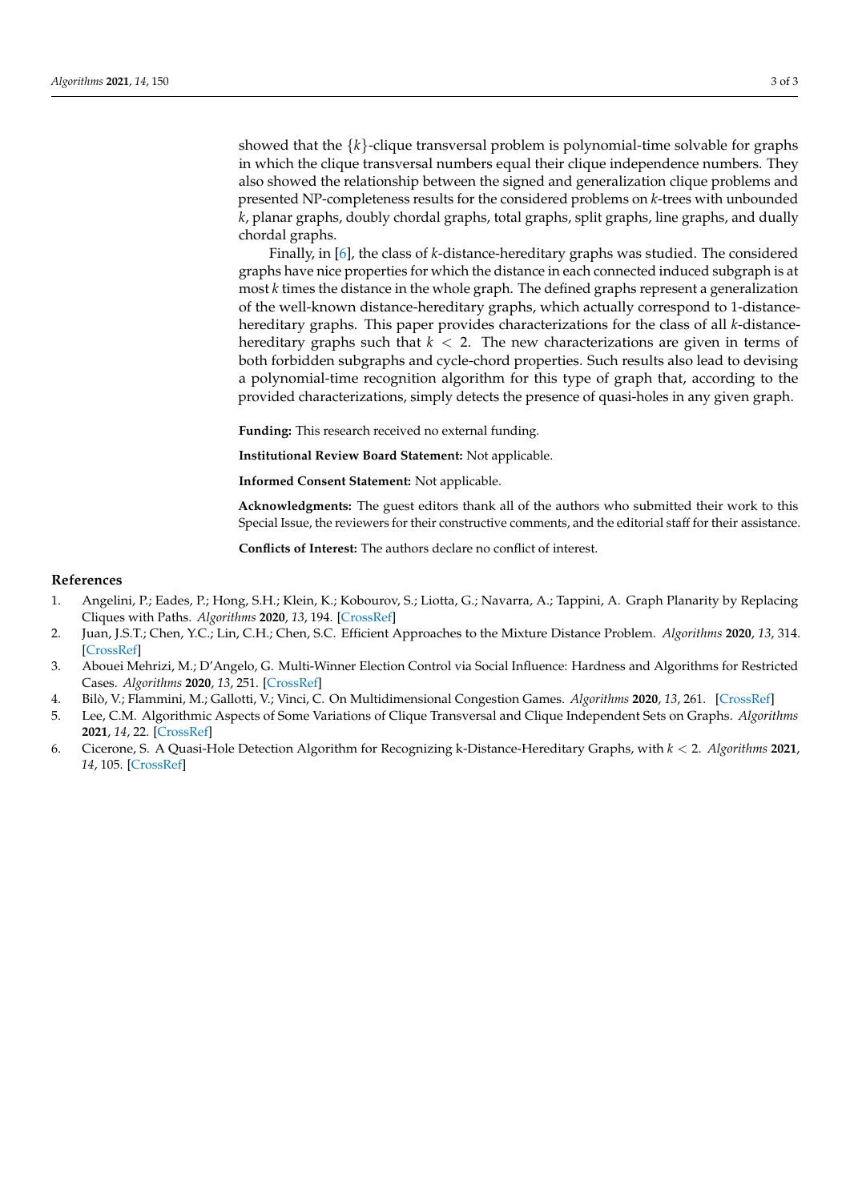showed that the $\{k\}$-clique transversal problem is polynomial-time solvable for graphs in which the clique transversal numbers equal their clique independence numbers. They also showed the relationship between the signed and generalization clique problems and presented NP-completeness results for the considered problems on $k$-trees with unbounded $k$, planar graphs, doubly chordal graphs, total graphs, split graphs, line graphs, and dually chordal graphs.

Finally, in [6], the class of $k$-distance-hereditary graphs was studied. The considered graphs have nice properties for which the distance in each connected induced subgraph is at most $k$ times the distance in the whole graph. The defined graphs represent a generalization of the well-known distance-hereditary graphs, which actually correspond to 1-distance-hereditary graphs. This paper provides characterizations for the class of all $k$-distance-hereditary graphs such that $k < 2$. The new characterizations are given in terms of both forbidden subgraphs and cycle-chord properties. Such results also lead to devising a polynomial-time recognition algorithm for this type of graph that, according to the provided characterizations, simply detects the presence of quasi-holes in any given graph.

**Funding:** This research received no external funding.

**Institutional Review Board Statement:** Not applicable.

**Informed Consent Statement:** Not applicable.

**Acknowledgments:** The guest editors thank all of the authors who submitted their work to this Special Issue, the reviewers for their constructive comments, and the editorial staff for their assistance.

**Conflicts of Interest:** The authors declare no conflict of interest.

## References

1. Angelini, P.; Eades, P.; Hong, S.H.; Klein, K.; Kobourov, S.; Liotta, G.; Navarra, A.; Tappini, A. Graph Planarity by Replacing Cliques with Paths. *Algorithms* **2020**, *13*, 194. [CrossRef]
2. Juan, J.S.T.; Chen, Y.C.; Lin, C.H.; Chen, S.C. Efficient Approaches to the Mixture Distance Problem. *Algorithms* **2020**, *13*, 314. [CrossRef]
3. Abouei Mehrizi, M.; D'Angelo, G. Multi-Winner Election Control via Social Influence: Hardness and Algorithms for Restricted Cases. *Algorithms* **2020**, *13*, 251. [CrossRef]
4. Bilò, V.; Flammini, M.; Gallotti, V.; Vinci, C. On Multidimensional Congestion Games. *Algorithms* **2020**, *13*, 261. [CrossRef]
5. Lee, C.M. Algorithmic Aspects of Some Variations of Clique Transversal and Clique Independent Sets on Graphs. *Algorithms* **2021**, *14*, 22. [CrossRef]
6. Cicerone, S. A Quasi-Hole Detection Algorithm for Recognizing k-Distance-Hereditary Graphs, with $k < 2$. *Algorithms* **2021**, *14*, 105. [CrossRef]